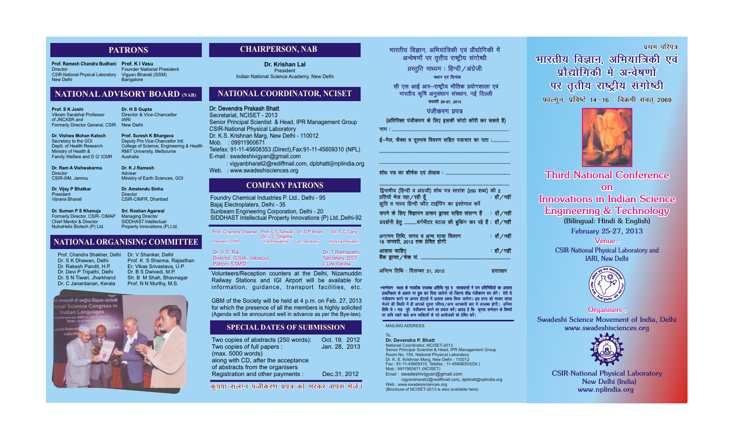## PATRONS

**Prof. Ramesh Chandra Budhani**
Director
CSIR-National Physical Laboratory
New Delhi

**Prof. K I Vasu**
Founder National President
Vigyan Bharati (SSM)
Bangalore

## NATIONAL ADVISORY BOARD (NAB)

**Prof. S K Joshi**
Vikram Sarabhai Professor of JNCASR and
Formerly Director General, CSIR

**Dr. H S Gupta**
Director & Vice-Chancellor
IARI
New Delhi

**Dr. Vishwa Mohan Katoch**
Secretary to the GOI
Deptt. of Health Research
Ministry of Health & Family Welfare and D G' ICMR

**Prof. Suresh K Bhargava**
Deputy Pro Vice-Chancellor Intl.
College of Science, Engineering & Health
RMIT University, Melbourne
Australia

**Dr. Ram A Vishwakarma**
Director
CSIR-IIIM, Jammu

**Dr. K J Ramesh**
Adviser
Ministry of Earth Sciences, GOI

**Dr. Vijay P Bhatkar**
President
Vijnana Bharati

**Dr. Amalendu Sinha**
Director
CSIR-CIMFR, Dhanbad

**Dr. Suman P S Khanuja**
Formerly Director, CSIR- CIMAP
Chief Mentor & Director
NutraHelix Biotech (P) Ltd.

**Sri. Roshan Agarwal**
Managing Director
SIDDHAST Intellectual Property Innovations (P) Ltd.

## NATIONAL ORGANISING COMMITTEE

- Prof. Chandra Shakher, Delhi
- Dr. S K Dhawan, Delhi
- Dr. Rakesh Pandit, H.P.
- Dr. Devi P Tripathi, Delhi
- Dr. S N Tiwari, Jharkhand
- Dr. C Janardanan, Kerala
- Dr. V Shanker, Delhi
- Prof. K S Sharma, Rajasthan
- Er. Vikas Srivastava, U.P.
- Dr. B S Dwivedi, M.P.
- Sh. B M Shah, Bhavnagar
- Prof. N N Murthy, M.S.

## CHAIRPERSON, NAB

**Dr. Krishan Lal**
President
Indian National Science Academy, New Delhi

## NATIONAL COORDINATOR, NCISET

**Dr. Devendra Prakash Bhatt**
Secretariat, NCISET - 2013
Senior Principal Scientist & Head, IPR Management Group
CSIR-National Physical Laboratory
Dr. K.S. Krishnan Marg, New Delhi - 110012
Mob. : 09911900671
Telefax: 91-11-45608353 (Direct),Fax:91-11-45609310 (NPL)
E-mail : swadeshivigyan@gmail.com
: vigyanbharati2@rediffmail.com, dpbhatt@nplindia.org
Web. : www.swadeshisciences.org

## COMPANY PATRONS

- Foundry Chemical Industries P. Ltd., Delhi - 95
- Bajaj Electroplaters, Delhi - 35
- Sunbeam Engineering Corporation, Delhi - 20
- SIDDHAST Intellectual Property Innovations (P) Ltd.,Delhi-92

Prof. Chandra Shakher — President, SSM'D
Prof. L S Tanwar, Dr. J C Sharma — Vice Presidents
Dr. D P Bhatt — Gen.Secretary
Sh. S C Garg — Working President
Dr. V S Rai — Director, ICIUK, Jabalpur, Patron, SSM'D
Dr. T Ramasami — Secretary, DST, Ist Life Fellow

Volunteers/Reception counters at the Delhi, Nizamuddin Railway Stations and IGI Airport will be available for information, guidance, transport facilities, etc.

GBM of the Society will be held at 4 p.m. on Feb. 27, 2013 for which the presence of all the members is highly solicited (Agenda will be announced well in advance as per the Bye-law).

## SPECIAL DATES OF SUBMISSION

| | |
|---|---|
| Two copies of abstracts (250 words): | Oct. 19, 2012 |
| Two copies of full papers : (max. 5000 words) along with CD, after the acceptance of abstracts from the organisers | Jan. 28, 2013 |
| Registration and other payments : | Dec.31, 2012 |

कृपया संलग्न पंजीकरण प्रपत्र को भरकर वापस भेजें।

भारतीय विज्ञान, अभियांत्रिकी एवं प्रौद्योगिकी में अन्वेषणों पर तृतीय राष्ट्रीय संगोष्ठी

प्रस्तुति माध्यम : हिन्दी/अंग्रेजी

स्थान एवं दिनांक

सी एस आई आर–राष्ट्रीय भौतिक प्रयोगशाला एवं भारतीय कृषि अनुसंधान संस्थान, नई दिल्ली

फरवरी 25-27, 2013

### पंजीकरण प्रपत्र

(अतिरिक्त पंजीकरण के लिए इसकी फोटो कॉपी कर सकते हैं)

नाम : ................................................................................................

ई–मेल, फैक्स व दूरभाष विवरण सहित पत्राचार का पता : ...................

.........................................................................................................

.........................................................................................................

शोध पत्र का शीर्षक एवं लेखक : ....................................................

.........................................................................................................

द्विभाषीय (हिन्दी व अंग्रेजी) शोध पत्र सारांश (250 शब्द) की 2 प्रतियाँ भेज रहा/रही हूँ : हाँ/नहीं

कृति व नारद हिन्दी फोंट टाईपिंग का इस्तेमाल करें

छपने के लिए विज्ञापन प्रारूप ड्राफ्ट सहित संलग्न है : हाँ/नहीं

प्रदर्शनी हेतु ..........वर्गमीटर स्टाल की बुकिंग कर रहे हैं : हाँ/नहीं

आगमन तिथि, समय व अन्य यात्रा विवरण 15 जनवरी, 2013 तक प्रेषित होगी : हाँ/नहीं

आवास चाहिए : हाँ/नहीं

बैंक ड्राफ्ट/चेक सं. ........................................................................

अन्तिम तिथि : दिसम्बर 31, 2012 हस्ताक्षर

*सम्मेलन स्थल के नजदीक उपलब्ध अतिथि गृह व छात्रावासों में उन प्रतिनिधियों को आवास प्राथमिकता के आधार पर बुक कर दिया जायेगा जो जितना शीघ्र पंजीकरण कर लेंगे। देरी से पंजीकरण करने पर अन्यत्र होटलों में आवास प्रबन्ध किया जायेगा। इस प्रपत्र को भरकर वापस भेजने की स्थिति में ही आपको दूसरा परिपत्र/अन्य जानकारी बाद में उपलब्ध होगी। अन्तिम तिथि से 1 माह पूर्व पंजीकरण करने का प्रयास करें। आग्रह है कि कृपया सम्मेलन के विषयों पर रुचि रखने वाले अन्य व्यक्तियों के पते आयोजकों को प्रेषित करें।

MAILING ADDRESS

To,
**Dr. Devendra P. Bhatt**
National Coordinator, NCISET-2013
Senior Principal Scientist & Head, IPR Management Group
Room No. 154, National Physical Laboratory
Dr. K. S. Krishnan Marg, New Delhi - 110012
Fax : 91-11-45609310, Telefax : 11-45608353(Dir.)
Mob.: 9911900671 (NCISET)
Email : swadeshivigyan@gmail.com
vigyanbharati2@rediffmail.com, dpbhatt@nplindia.org
Web.: www.swadesisciences.org
(Brochure of NCISET-2013 is also available here)

प्रथम परिपत्र

# भारतीय विज्ञान, अभियांत्रिकी एवं प्रौद्योगिकी में अन्वेषणों पर तृतीय राष्ट्रीय संगोष्ठी

फाल्गुन, प्रविष्टे 14–16 : विक्रमी संवत् 2069

# Third National Conference on Innovations in Indian Science Engineering & Technology

(Bilingual: Hindi & English)

February 25-27, 2013

**Venue :**
CSIR-National Physical Laboratory and IARI, New Delhi

**Organisers :**
Swadeshi Science Movement of India, Delhi
www.swadeshisciences.org

CSIR-National Physical Laboratory
New Delhi (India)
www.nplindia.org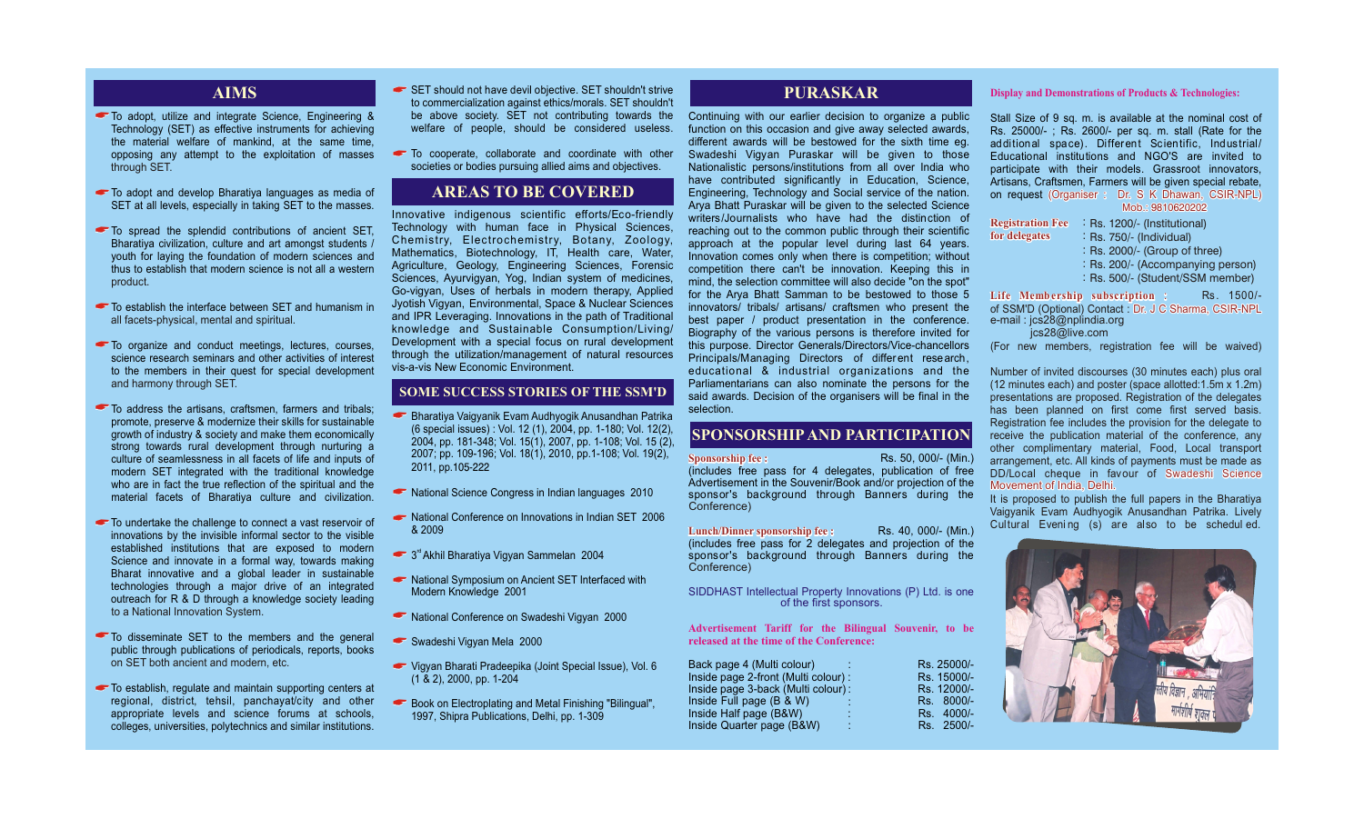## AIMS

- To adopt, utilize and integrate Science, Engineering & Technology (SET) as effective instruments for achieving the material welfare of mankind, at the same time, opposing any attempt to the exploitation of masses through SET.
- To adopt and develop Bharatiya languages as media of SET at all levels, especially in taking SET to the masses.
- To spread the splendid contributions of ancient SET, Bharatiya civilization, culture and art amongst students / youth for laying the foundation of modern sciences and thus to establish that modern science is not all a western product.
- To establish the interface between SET and humanism in all facets-physical, mental and spiritual.
- To organize and conduct meetings, lectures, courses, science research seminars and other activities of interest to the members in their quest for special development and harmony through SET.
- To address the artisans, craftsmen, farmers and tribals; promote, preserve & modernize their skills for sustainable growth of industry & society and make them economically strong towards rural development through nurturing a culture of seamlessness in all facets of life and inputs of modern SET integrated with the traditional knowledge who are in fact the true reflection of the spiritual and the material facets of Bharatiya culture and civilization.
- To undertake the challenge to connect a vast reservoir of innovations by the invisible informal sector to the visible established institutions that are exposed to modern Science and innovate in a formal way, towards making Bharat innovative and a global leader in sustainable technologies through a major drive of an integrated outreach for R & D through a knowledge society leading to a National Innovation System.
- To disseminate SET to the members and the general public through publications of periodicals, reports, books on SET both ancient and modern, etc.
- To establish, regulate and maintain supporting centers at regional, district, tehsil, panchayat/city and other appropriate levels and science forums at schools, colleges, universities, polytechnics and similar institutions.
- SET should not have devil objective. SET shouldn't strive to commercialization against ethics/morals. SET shouldn't be above society. SET not contributing towards the welfare of people, should be considered useless.
- To cooperate, collaborate and coordinate with other societies or bodies pursuing allied aims and objectives.

## AREAS TO BE COVERED

Innovative indigenous scientific efforts/Eco-friendly Technology with human face in Physical Sciences, Chemistry, Electrochemistry, Botany, Zoology, Mathematics, Biotechnology, IT, Health care, Water, Agriculture, Geology, Engineering Sciences, Forensic Sciences, Ayurvigyan, Yog, Indian system of medicines, Go-vigyan, Uses of herbals in modern therapy, Applied Jyotish Vigyan, Environmental, Space & Nuclear Sciences and IPR Leveraging. Innovations in the path of Traditional knowledge and Sustainable Consumption/Living/ Development with a special focus on rural development through the utilization/management of natural resources vis-a-vis New Economic Environment.

## SOME SUCCESS STORIES OF THE SSM'D

- Bharatiya Vaigyanik Evam Audhyogik Anusandhan Patrika (6 special issues) : Vol. 12 (1), 2004, pp. 1-180; Vol. 12(2), 2004, pp. 181-348; Vol. 15(1), 2007, pp. 1-108; Vol. 15 (2), 2007; pp. 109-196; Vol. 18(1), 2010, pp.1-108; Vol. 19(2), 2011, pp.105-222
- National Science Congress in Indian languages 2010
- National Conference on Innovations in Indian SET 2006 & 2009
- 3rd Akhil Bharatiya Vigyan Sammelan 2004
- National Symposium on Ancient SET Interfaced with Modern Knowledge 2001
- National Conference on Swadeshi Vigyan 2000
- Swadeshi Vigyan Mela 2000
- Vigyan Bharati Pradeepika (Joint Special Issue), Vol. 6 (1 & 2), 2000, pp. 1-204
- Book on Electroplating and Metal Finishing "Bilingual", 1997, Shipra Publications, Delhi, pp. 1-309

## PURASKAR

Continuing with our earlier decision to organize a public function on this occasion and give away special awards, different awards will be bestowed for the sixth time eg. Swadeshi Vigyan Puraskar will be given to those Nationalistic persons/institutions from all over India who have contributed significantly in Education, Science, Engineering, Technology and Social service of the nation. Arya Bhatt Puraskar will be given to the selected Science writers/Journalists who have had the distinction of reaching out to the common public through their scientific approach at the popular level during last 64 years. Innovation comes only when there is competition; without competition there can't be innovation. Keeping this in mind, the selection committee will also decide "on the spot" for the Arya Bhatt Samman to be bestowed to those 5 innovators/ tribals/ artisans/ craftmen who present the best paper / product presentation in the conference. Biography of the various persons is therefore invited for this purpose. Director Generals/Directors/Vice-chancellors Principals/Managing Directors of different research, educational & industrial organizations and the Parliamentarians can also nominate the persons for the said awards. Decision of the organisers will be final in the selection.

## SPONSORSHIP AND PARTICIPATION

**Sponsorship fee :** Rs. 50, 000/- (Min.)
(includes free pass for 4 delegates, publication of free Advertisement in the Souvenir/Book and/or projection of the sponsor's background through Banners during the Conference)

**Lunch/Dinner sponsorship fee :** Rs. 40, 000/- (Min.)
(includes free pass for 2 delegates and projection of the sponsor's background through Banners during the Conference)

SIDDHAST Intellectual Property Innovations (P) Ltd. is one of the first sponsors.

**Advertisement Tariff for the Bilingual Souvenir, to be released at the time of the Conference:**

| | |
|---|---|
| Back page 4 (Multi colour) | Rs. 25000/- |
| Inside page 2-front (Multi colour) | Rs. 15000/- |
| Inside page 3-back (Multi colour) | Rs. 12000/- |
| Inside Full page (B & W) | Rs. 8000/- |
| Inside Half page (B&W) | Rs. 4000/- |
| Inside Quarter page (B&W) | Rs. 2500/- |

**Display and Demonstrations of Products & Technologies:**

Stall Size of 9 sq. m. is available at the nominal cost of Rs. 25000/- ; Rs. 2600/- per sq. m. stall (Rate for the additional space). Different Scientific, Industrial/ Educational institutions and NGO'S are invited to participate with their models. Grassroot innovators, Artisans, Craftsmen, Farmers will be given special rebate, on request (Organiser : Dr. S K Dhawan, CSIR-NPL) Mob.: 9810620202

**Registration Fee for delegates**
- Rs. 1200/- (Institutional)
- Rs. 750/- (Individual)
- Rs. 2000/- (Group of three)
- Rs. 200/- (Accompanying person)
- Rs. 500/- (Student/SSM member)

**Life Membership subscription :** Rs. 1500/- of SSM'D (Optional) Contact : Dr. J C Sharma, CSIR-NPL e-mail : jcs28@nplindia.org
jcs28@live.com
(For new members, registration fee will be waived)

Number of invited discourses (30 minutes each) plus oral (12 minutes each) and poster (space allotted:1.5m x 1.2m) presentations are proposed. Registration of the delegates has been planned on first come first served basis. Registration fee includes the provision for the delegate to receive the publication material of the conference, any other complimentary material, Food, Local transport arrangement, etc. All kinds of payments must be made as DD/Local cheque in favour of Swadeshi Science Movement of India, Delhi.

It is proposed to publish the full papers in the Bharatiya Vaigyanik Evam Audhyogik Anusandhan Patrika. Lively Cultural Evening (s) are also to be scheduled.